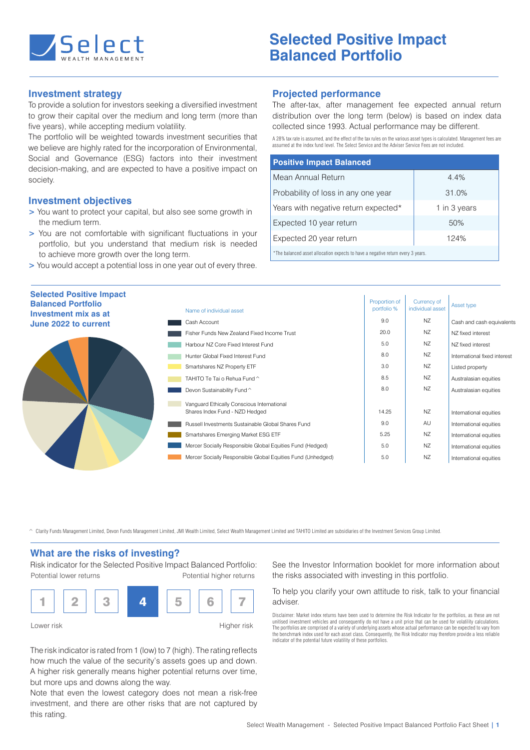# Selected Positive Impact Balanced Portfolio

## Investment strategy

To provide a solution for investors seeking a diversified investment to grow their capital over the medium and long term (more than five years), while accepting medium volatility.

The portfolio will be weighted towards investment securities that we believe are highly rated for the incorporation of Environmental, Social and Governance (ESG) factors into their investment decision-making, and are expected to have a positive impact on society.

## Investment objectives

> You want to protect your capital, but also see some growth in the medium term.

> You are not comfortable with significant fluctuations in your portfolio, but you understand that medium risk is needed to achieve more growth over the long term.

> You would accept a potential loss in one year out of every three.

## Projected performance

The after-tax, after management fee expected annual return distribution over the long term (below) is based on index data collected since 1993. Actual performance may be different.

A 28% tax rate is assumed, and the effect of the tax rules on the various asset types is calculated. Management fees are assumed at the index fund level. The Select Service and the Adviser Service Fees are not included.

| Positive Impact Balanced | |
|---|---|
| Mean Annual Return | 4.4% |
| Probability of loss in any one year | 31.0% |
| Years with negative return expected* | 1 in 3 years |
| Expected 10 year return | 50% |
| Expected 20 year return | 124% |

*The balanced asset allocation expects to have a negative return every 3 years.

## Selected Positive Impact Balanced Portfolio Investment mix as at June 2022 to current

| Name of individual asset | Proportion of portfolio % | Currency of individual asset | Asset type |
|---|---|---|---|
| Cash Account | 9.0 | NZ | Cash and cash equivalents |
| Fisher Funds New Zealand Fixed Income Trust | 20.0 | NZ | NZ fixed interest |
| Harbour NZ Core Fixed Interest Fund | 5.0 | NZ | NZ fixed interest |
| Hunter Global Fixed Interest Fund | 8.0 | NZ | International fixed interest |
| Smartshares NZ Property ETF | 3.0 | NZ | Listed property |
| TAHITO Te Tai o Rehua Fund ^ | 8.5 | NZ | Australasian equities |
| Devon Sustainability Fund ^ | 8.0 | NZ | Australasian equities |
| Vanguard Ethically Conscious International Shares Index Fund - NZD Hedged | 14.25 | NZ | International equities |
| Russell Investments Sustainable Global Shares Fund | 9.0 | AU | International equities |
| Smartshares Emerging Market ESG ETF | 5.25 | NZ | International equities |
| Mercer Socially Responsible Global Equities Fund (Hedged) | 5.0 | NZ | International equities |
| Mercer Socially Responsible Global Equities Fund (Unhedged) | 5.0 | NZ | International equities |

^ Clarity Funds Management Limited, Devon Funds Management Limited, JMI Wealth Limited, Select Wealth Management Limited and TAHITO Limited are subsidiaries of the Investment Services Group Limited.

## What are the risks of investing?

Risk indicator for the Selected Positive Impact Balanced Portfolio:

Potential lower returns — Potential higher returns

| 1 | 2 | 3 | **4** | 5 | 6 | 7 |
|---|---|---|---|---|---|---|

Lower risk — Higher risk

The risk indicator is rated from 1 (low) to 7 (high). The rating reflects how much the value of the security's assets goes up and down. A higher risk generally means higher potential returns over time, but more ups and downs along the way.

Note that even the lowest category does not mean a risk-free investment, and there are other risks that are not captured by this rating.

See the Investor Information booklet for more information about the risks associated with investing in this portfolio.

To help you clarify your own attitude to risk, talk to your financial adviser.

Disclaimer: Market index returns have been used to determine the Risk Indicator for the portfolios, as these are not unitised investment vehicles and consequently do not have a unit price that can be used for volatility calculations. The portfolios are comprised of a variety of underlying assets whose actual performance can be expected to vary from the benchmark index used for each asset class. Consequently, the Risk Indicator may therefore provide a less reliable indicator of the potential future volatility of these portfolios.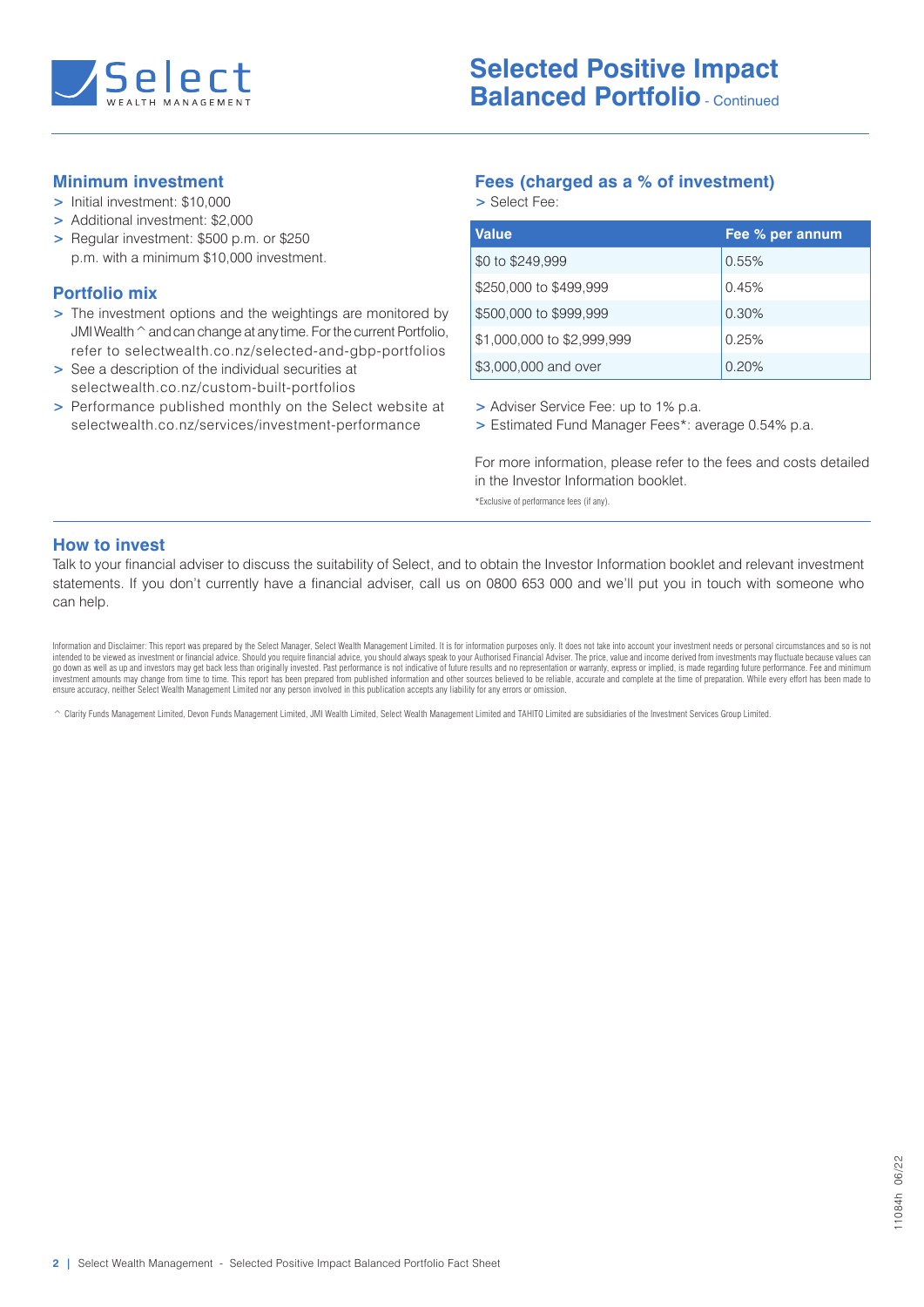# Selected Positive Impact Balanced Portfolio - Continued

## Minimum investment

- Initial investment: $10,000
- Additional investment: $2,000
- Regular investment: $500 p.m. or $250 p.m. with a minimum $10,000 investment.

## Portfolio mix

- The investment options and the weightings are monitored by JMI Wealth ^ and can change at any time. For the current Portfolio, refer to selectwealth.co.nz/selected-and-gbp-portfolios
- See a description of the individual securities at selectwealth.co.nz/custom-built-portfolios
- Performance published monthly on the Select website at selectwealth.co.nz/services/investment-performance

## Fees (charged as a % of investment)

- Select Fee:

| Value | Fee % per annum |
|---|---|
| $0 to $249,999 | 0.55% |
| $250,000 to $499,999 | 0.45% |
| $500,000 to $999,999 | 0.30% |
| $1,000,000 to $2,999,999 | 0.25% |
| $3,000,000 and over | 0.20% |

- Adviser Service Fee: up to 1% p.a.
- Estimated Fund Manager Fees*: average 0.54% p.a.

For more information, please refer to the fees and costs detailed in the Investor Information booklet.

*Exclusive of performance fees (if any).

## How to invest

Talk to your financial adviser to discuss the suitability of Select, and to obtain the Investor Information booklet and relevant investment statements. If you don't currently have a financial adviser, call us on 0800 653 000 and we'll put you in touch with someone who can help.

Information and Disclaimer: This report was prepared by the Select Manager, Select Wealth Management Limited. It is for information purposes only. It does not take into account your investment needs or personal circumstances and so is not intended to be viewed as investment or financial advice. Should you require financial advice, you should always speak to your Authorised Financial Adviser. The price, value and income derived from investments may fluctuate because values can go down as well as up and investors may get back less than originally invested. Past performance is not indicative of future results and no representation or warranty, express or implied, is made regarding future performance. Fee and minimum investment amounts may change from time to time. This report has been prepared from published information and other sources believed to be reliable, accurate and complete at the time of preparation. While every effort has been made to ensure accuracy, neither Select Wealth Management Limited nor any person involved in this publication accepts any liability for any errors or omission.

^ Clarity Funds Management Limited, Devon Funds Management Limited, JMI Wealth Limited, Select Wealth Management Limited and TAHITO Limited are subsidiaries of the Investment Services Group Limited.

11084h 06/22